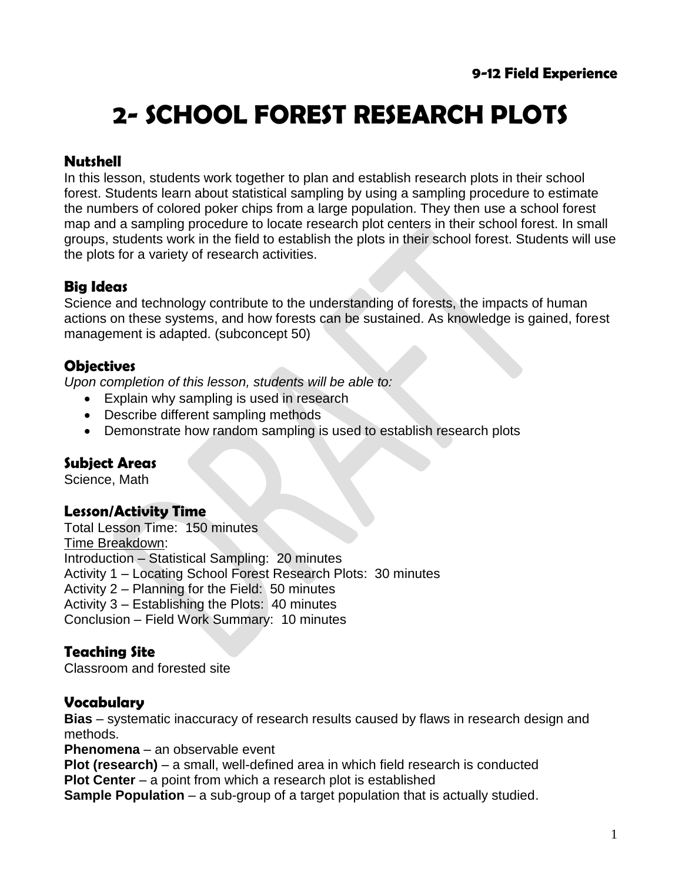**9-12 Field Experience**

# 2- SCHOOL FOREST RESEARCH PLOTS

## Nutshell

In this lesson, students work together to plan and establish research plots in their school forest. Students learn about statistical sampling by using a sampling procedure to estimate the numbers of colored poker chips from a large population. They then use a school forest map and a sampling procedure to locate research plot centers in their school forest. In small groups, students work in the field to establish the plots in their school forest. Students will use the plots for a variety of research activities.

## Big Ideas

Science and technology contribute to the understanding of forests, the impacts of human actions on these systems, and how forests can be sustained. As knowledge is gained, forest management is adapted. (subconcept 50)

## Objectives

*Upon completion of this lesson, students will be able to:*

- Explain why sampling is used in research
- Describe different sampling methods
- Demonstrate how random sampling is used to establish research plots

## Subject Areas

Science, Math

## Lesson/Activity Time

Total Lesson Time: 150 minutes
Time Breakdown:
Introduction – Statistical Sampling: 20 minutes
Activity 1 – Locating School Forest Research Plots: 30 minutes
Activity 2 – Planning for the Field: 50 minutes
Activity 3 – Establishing the Plots: 40 minutes
Conclusion – Field Work Summary: 10 minutes

## Teaching Site

Classroom and forested site

## Vocabulary

**Bias** – systematic inaccuracy of research results caused by flaws in research design and methods.
**Phenomena** – an observable event
**Plot (research)** – a small, well-defined area in which field research is conducted
**Plot Center** – a point from which a research plot is established
**Sample Population** – a sub-group of a target population that is actually studied.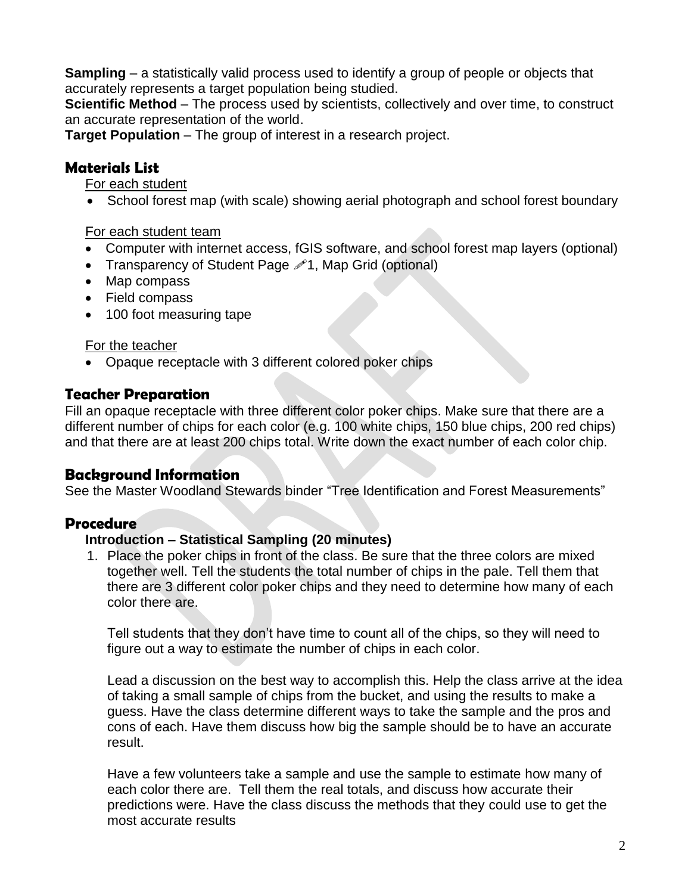**Sampling** – a statistically valid process used to identify a group of people or objects that accurately represents a target population being studied.
**Scientific Method** – The process used by scientists, collectively and over time, to construct an accurate representation of the world.
**Target Population** – The group of interest in a research project.

## Materials List

For each student

- School forest map (with scale) showing aerial photograph and school forest boundary

For each student team

- Computer with internet access, fGIS software, and school forest map layers (optional)
- Transparency of Student Page ✐1, Map Grid (optional)
- Map compass
- Field compass
- 100 foot measuring tape

For the teacher

- Opaque receptacle with 3 different colored poker chips

## Teacher Preparation

Fill an opaque receptacle with three different color poker chips. Make sure that there are a different number of chips for each color (e.g. 100 white chips, 150 blue chips, 200 red chips) and that there are at least 200 chips total. Write down the exact number of each color chip.

## Background Information

See the Master Woodland Stewards binder "Tree Identification and Forest Measurements"

## Procedure

### Introduction – Statistical Sampling (20 minutes)

1. Place the poker chips in front of the class. Be sure that the three colors are mixed together well. Tell the students the total number of chips in the pale. Tell them that there are 3 different color poker chips and they need to determine how many of each color there are.

   Tell students that they don't have time to count all of the chips, so they will need to figure out a way to estimate the number of chips in each color.

   Lead a discussion on the best way to accomplish this. Help the class arrive at the idea of taking a small sample of chips from the bucket, and using the results to make a guess. Have the class determine different ways to take the sample and the pros and cons of each. Have them discuss how big the sample should be to have an accurate result.

   Have a few volunteers take a sample and use the sample to estimate how many of each color there are. Tell them the real totals, and discuss how accurate their predictions were. Have the class discuss the methods that they could use to get the most accurate results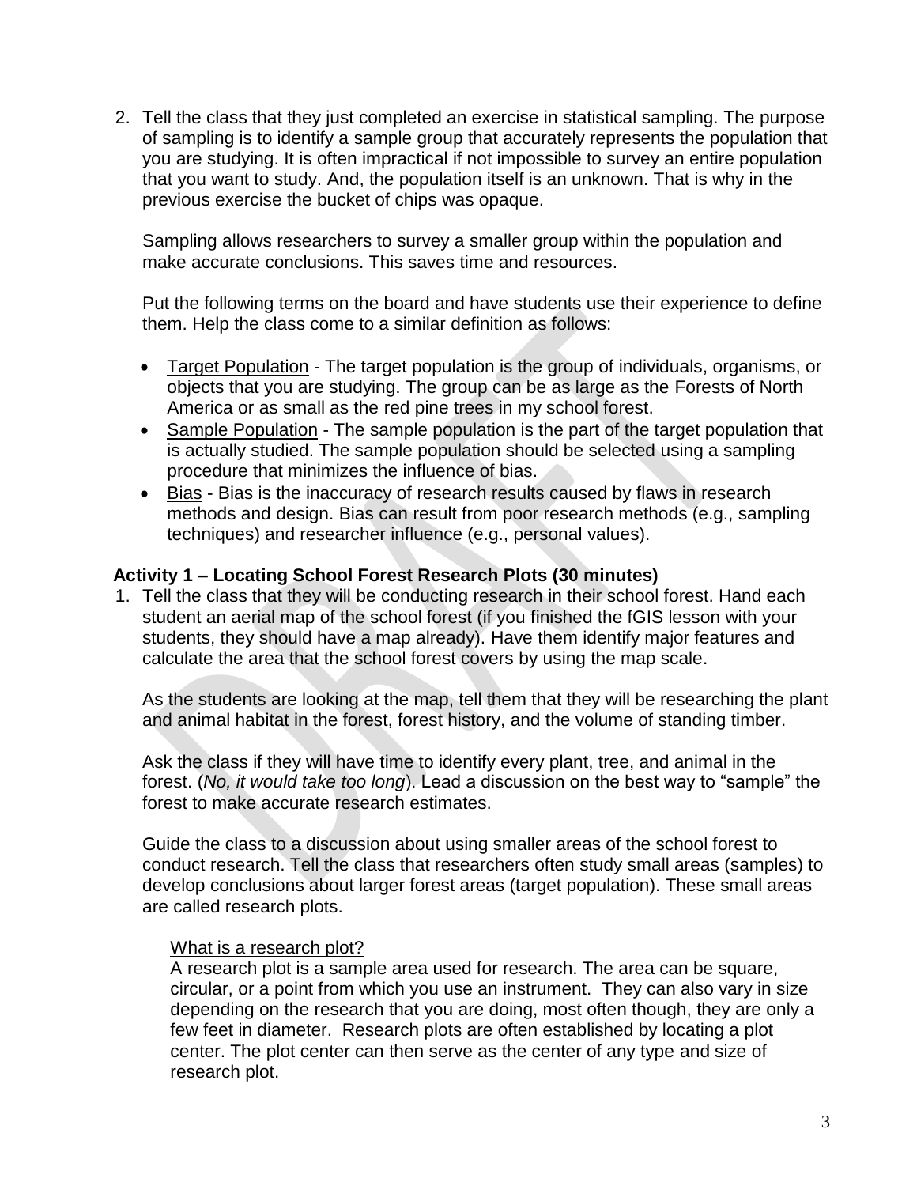2. Tell the class that they just completed an exercise in statistical sampling. The purpose of sampling is to identify a sample group that accurately represents the population that you are studying. It is often impractical if not impossible to survey an entire population that you want to study. And, the population itself is an unknown. That is why in the previous exercise the bucket of chips was opaque.

   Sampling allows researchers to survey a smaller group within the population and make accurate conclusions. This saves time and resources.

   Put the following terms on the board and have students use their experience to define them. Help the class come to a similar definition as follows:

   - Target Population - The target population is the group of individuals, organisms, or objects that you are studying. The group can be as large as the Forests of North America or as small as the red pine trees in my school forest.
   - Sample Population - The sample population is the part of the target population that is actually studied. The sample population should be selected using a sampling procedure that minimizes the influence of bias.
   - Bias - Bias is the inaccuracy of research results caused by flaws in research methods and design. Bias can result from poor research methods (e.g., sampling techniques) and researcher influence (e.g., personal values).

### Activity 1 – Locating School Forest Research Plots (30 minutes)

1. Tell the class that they will be conducting research in their school forest. Hand each student an aerial map of the school forest (if you finished the fGIS lesson with your students, they should have a map already). Have them identify major features and calculate the area that the school forest covers by using the map scale.

   As the students are looking at the map, tell them that they will be researching the plant and animal habitat in the forest, forest history, and the volume of standing timber.

   Ask the class if they will have time to identify every plant, tree, and animal in the forest. (*No, it would take too long*). Lead a discussion on the best way to "sample" the forest to make accurate research estimates.

   Guide the class to a discussion about using smaller areas of the school forest to conduct research. Tell the class that researchers often study small areas (samples) to develop conclusions about larger forest areas (target population). These small areas are called research plots.

   What is a research plot?
   A research plot is a sample area used for research. The area can be square, circular, or a point from which you use an instrument. They can also vary in size depending on the research that you are doing, most often though, they are only a few feet in diameter. Research plots are often established by locating a plot center. The plot center can then serve as the center of any type and size of research plot.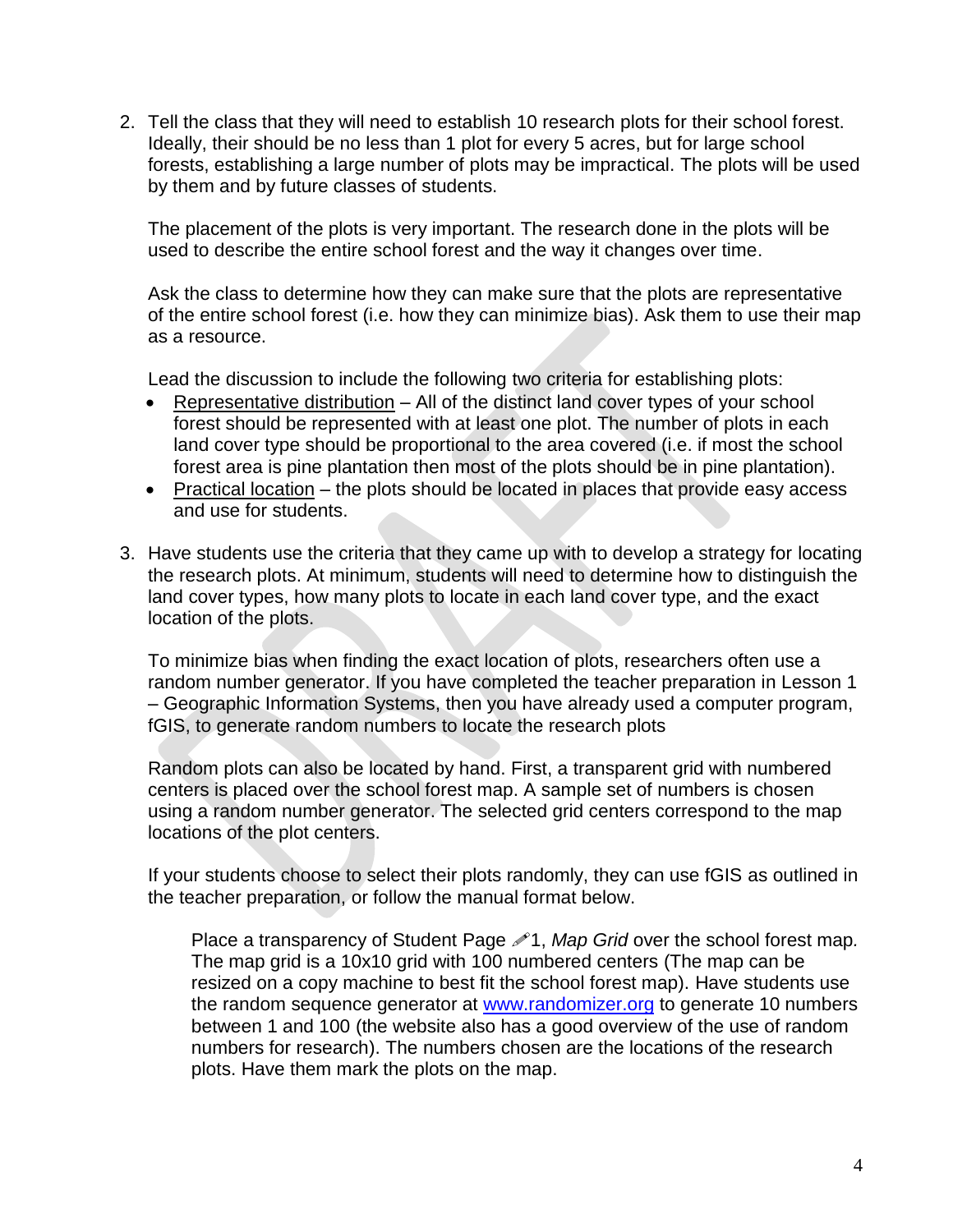2. Tell the class that they will need to establish 10 research plots for their school forest. Ideally, their should be no less than 1 plot for every 5 acres, but for large school forests, establishing a large number of plots may be impractical. The plots will be used by them and by future classes of students.

   The placement of the plots is very important. The research done in the plots will be used to describe the entire school forest and the way it changes over time.

   Ask the class to determine how they can make sure that the plots are representative of the entire school forest (i.e. how they can minimize bias). Ask them to use their map as a resource.

   Lead the discussion to include the following two criteria for establishing plots:

   - Representative distribution – All of the distinct land cover types of your school forest should be represented with at least one plot. The number of plots in each land cover type should be proportional to the area covered (i.e. if most the school forest area is pine plantation then most of the plots should be in pine plantation).
   - Practical location – the plots should be located in places that provide easy access and use for students.

3. Have students use the criteria that they came up with to develop a strategy for locating the research plots. At minimum, students will need to determine how to distinguish the land cover types, how many plots to locate in each land cover type, and the exact location of the plots.

   To minimize bias when finding the exact location of plots, researchers often use a random number generator. If you have completed the teacher preparation in Lesson 1 – Geographic Information Systems, then you have already used a computer program, fGIS, to generate random numbers to locate the research plots

   Random plots can also be located by hand. First, a transparent grid with numbered centers is placed over the school forest map. A sample set of numbers is chosen using a random number generator. The selected grid centers correspond to the map locations of the plot centers.

   If your students choose to select their plots randomly, they can use fGIS as outlined in the teacher preparation, or follow the manual format below.

   > Place a transparency of Student Page ✐1, *Map Grid* over the school forest map. The map grid is a 10x10 grid with 100 numbered centers (The map can be resized on a copy machine to best fit the school forest map). Have students use the random sequence generator at [www.randomizer.org](http://www.randomizer.org) to generate 10 numbers between 1 and 100 (the website also has a good overview of the use of random numbers for research). The numbers chosen are the locations of the research plots. Have them mark the plots on the map.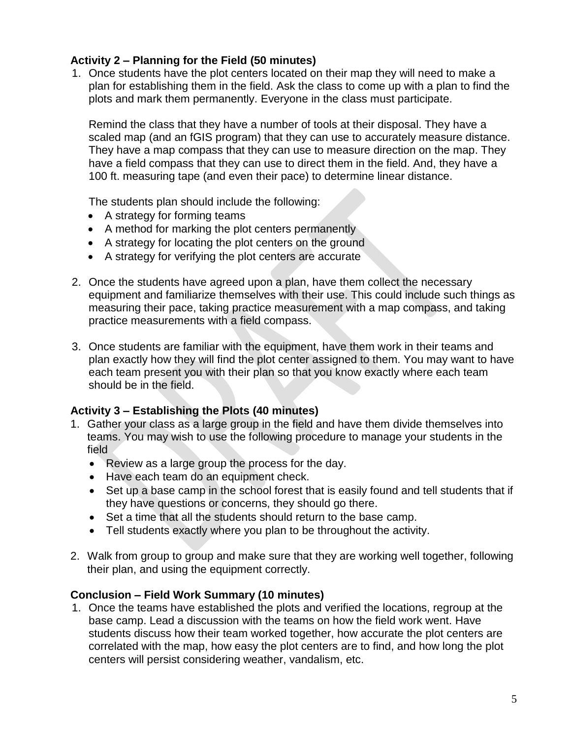**Activity 2 – Planning for the Field (50 minutes)**

1. Once students have the plot centers located on their map they will need to make a plan for establishing them in the field. Ask the class to come up with a plan to find the plots and mark them permanently. Everyone in the class must participate.

   Remind the class that they have a number of tools at their disposal. They have a scaled map (and an fGIS program) that they can use to accurately measure distance. They have a map compass that they can use to measure direction on the map. They have a field compass that they can use to direct them in the field. And, they have a 100 ft. measuring tape (and even their pace) to determine linear distance.

   The students plan should include the following:
   - A strategy for forming teams
   - A method for marking the plot centers permanently
   - A strategy for locating the plot centers on the ground
   - A strategy for verifying the plot centers are accurate

2. Once the students have agreed upon a plan, have them collect the necessary equipment and familiarize themselves with their use. This could include such things as measuring their pace, taking practice measurement with a map compass, and taking practice measurements with a field compass.

3. Once students are familiar with the equipment, have them work in their teams and plan exactly how they will find the plot center assigned to them. You may want to have each team present you with their plan so that you know exactly where each team should be in the field.

**Activity 3 – Establishing the Plots (40 minutes)**

1. Gather your class as a large group in the field and have them divide themselves into teams. You may wish to use the following procedure to manage your students in the field
   - Review as a large group the process for the day.
   - Have each team do an equipment check.
   - Set up a base camp in the school forest that is easily found and tell students that if they have questions or concerns, they should go there.
   - Set a time that all the students should return to the base camp.
   - Tell students exactly where you plan to be throughout the activity.

2. Walk from group to group and make sure that they are working well together, following their plan, and using the equipment correctly.

**Conclusion – Field Work Summary (10 minutes)**

1. Once the teams have established the plots and verified the locations, regroup at the base camp. Lead a discussion with the teams on how the field work went. Have students discuss how their team worked together, how accurate the plot centers are correlated with the map, how easy the plot centers are to find, and how long the plot centers will persist considering weather, vandalism, etc.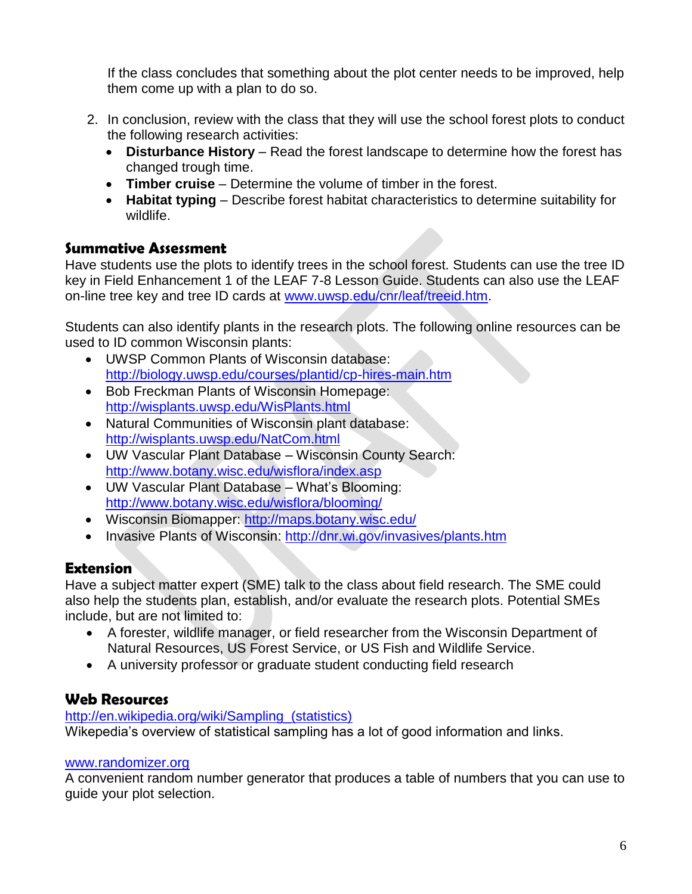If the class concludes that something about the plot center needs to be improved, help them come up with a plan to do so.

2. In conclusion, review with the class that they will use the school forest plots to conduct the following research activities:
   - **Disturbance History** – Read the forest landscape to determine how the forest has changed trough time.
   - **Timber cruise** – Determine the volume of timber in the forest.
   - **Habitat typing** – Describe forest habitat characteristics to determine suitability for wildlife.

## Summative Assessment

Have students use the plots to identify trees in the school forest. Students can use the tree ID key in Field Enhancement 1 of the LEAF 7-8 Lesson Guide. Students can also use the LEAF on-line tree key and tree ID cards at www.uwsp.edu/cnr/leaf/treeid.htm.

Students can also identify plants in the research plots. The following online resources can be used to ID common Wisconsin plants:

- UWSP Common Plants of Wisconsin database: http://biology.uwsp.edu/courses/plantid/cp-hires-main.htm
- Bob Freckman Plants of Wisconsin Homepage: http://wisplants.uwsp.edu/WisPlants.html
- Natural Communities of Wisconsin plant database: http://wisplants.uwsp.edu/NatCom.html
- UW Vascular Plant Database – Wisconsin County Search: http://www.botany.wisc.edu/wisflora/index.asp
- UW Vascular Plant Database – What's Blooming: http://www.botany.wisc.edu/wisflora/blooming/
- Wisconsin Biomapper: http://maps.botany.wisc.edu/
- Invasive Plants of Wisconsin: http://dnr.wi.gov/invasives/plants.htm

## Extension

Have a subject matter expert (SME) talk to the class about field research. The SME could also help the students plan, establish, and/or evaluate the research plots. Potential SMEs include, but are not limited to:

- A forester, wildlife manager, or field researcher from the Wisconsin Department of Natural Resources, US Forest Service, or US Fish and Wildlife Service.
- A university professor or graduate student conducting field research

## Web Resources

http://en.wikipedia.org/wiki/Sampling_(statistics)
Wikepedia's overview of statistical sampling has a lot of good information and links.

www.randomizer.org
A convenient random number generator that produces a table of numbers that you can use to guide your plot selection.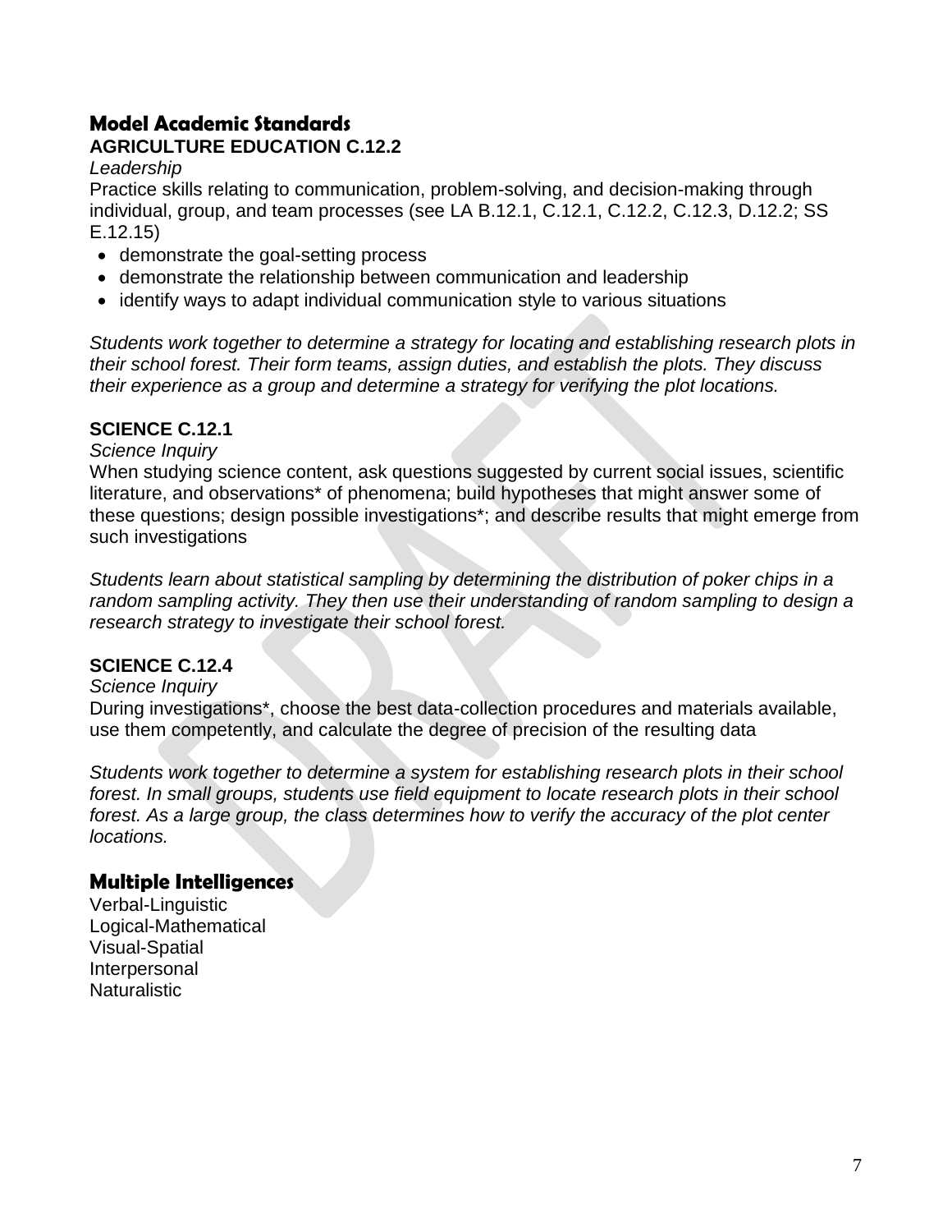## Model Academic Standards

### AGRICULTURE EDUCATION C.12.2

*Leadership*

Practice skills relating to communication, problem-solving, and decision-making through individual, group, and team processes (see LA B.12.1, C.12.1, C.12.2, C.12.3, D.12.2; SS E.12.15)

- demonstrate the goal-setting process
- demonstrate the relationship between communication and leadership
- identify ways to adapt individual communication style to various situations

*Students work together to determine a strategy for locating and establishing research plots in their school forest. Their form teams, assign duties, and establish the plots. They discuss their experience as a group and determine a strategy for verifying the plot locations.*

### SCIENCE C.12.1

*Science Inquiry*

When studying science content, ask questions suggested by current social issues, scientific literature, and observations* of phenomena; build hypotheses that might answer some of these questions; design possible investigations*; and describe results that might emerge from such investigations

*Students learn about statistical sampling by determining the distribution of poker chips in a random sampling activity. They then use their understanding of random sampling to design a research strategy to investigate their school forest.*

### SCIENCE C.12.4

*Science Inquiry*

During investigations*, choose the best data-collection procedures and materials available, use them competently, and calculate the degree of precision of the resulting data

*Students work together to determine a system for establishing research plots in their school forest. In small groups, students use field equipment to locate research plots in their school forest. As a large group, the class determines how to verify the accuracy of the plot center locations.*

## Multiple Intelligences

Verbal-Linguistic
Logical-Mathematical
Visual-Spatial
Interpersonal
Naturalistic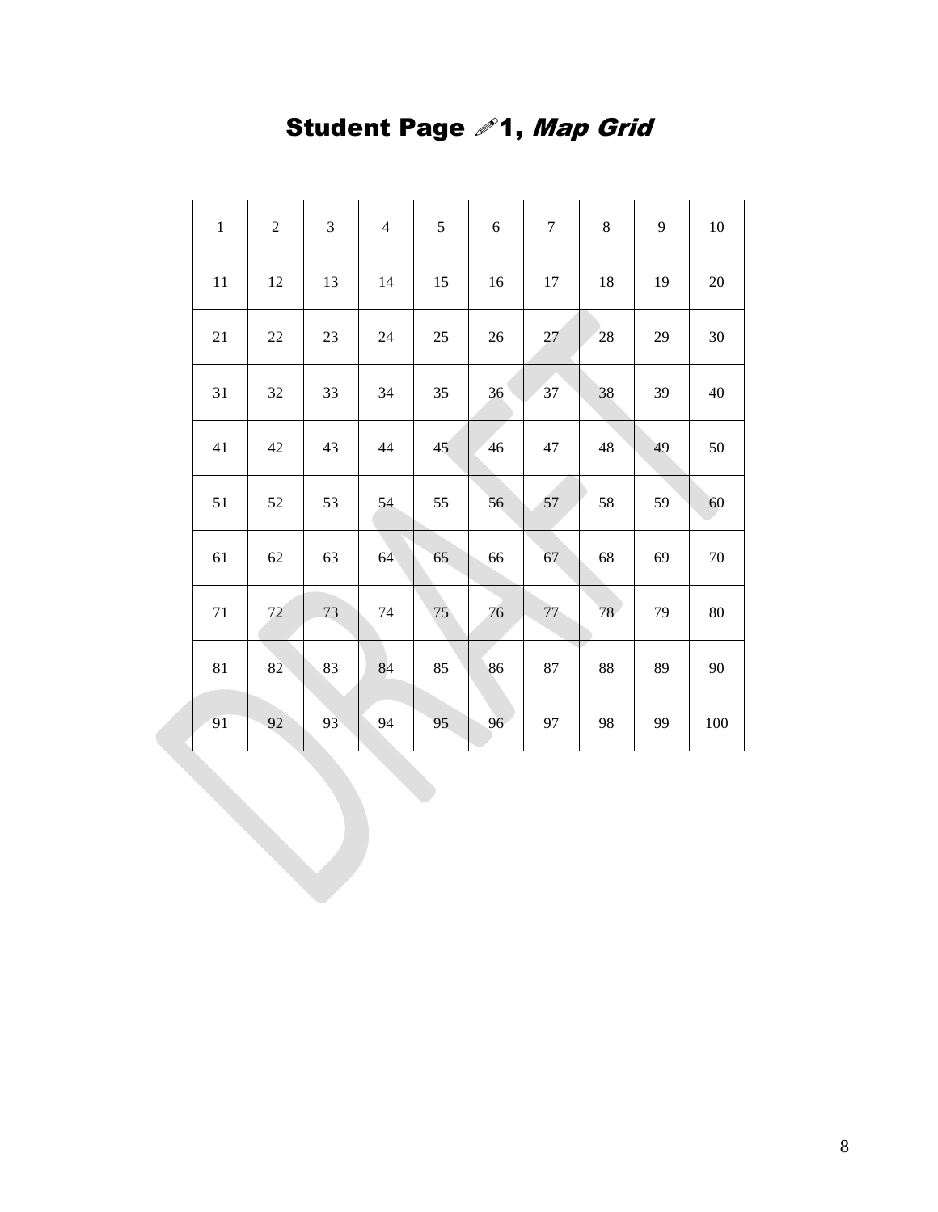# Student Page ✐1, *Map Grid*

| | | | | | | | | | |
|---|---|---|---|---|---|---|---|---|---|
| 1 | 2 | 3 | 4 | 5 | 6 | 7 | 8 | 9 | 10 |
| 11 | 12 | 13 | 14 | 15 | 16 | 17 | 18 | 19 | 20 |
| 21 | 22 | 23 | 24 | 25 | 26 | 27 | 28 | 29 | 30 |
| 31 | 32 | 33 | 34 | 35 | 36 | 37 | 38 | 39 | 40 |
| 41 | 42 | 43 | 44 | 45 | 46 | 47 | 48 | 49 | 50 |
| 51 | 52 | 53 | 54 | 55 | 56 | 57 | 58 | 59 | 60 |
| 61 | 62 | 63 | 64 | 65 | 66 | 67 | 68 | 69 | 70 |
| 71 | 72 | 73 | 74 | 75 | 76 | 77 | 78 | 79 | 80 |
| 81 | 82 | 83 | 84 | 85 | 86 | 87 | 88 | 89 | 90 |
| 91 | 92 | 93 | 94 | 95 | 96 | 97 | 98 | 99 | 100 |